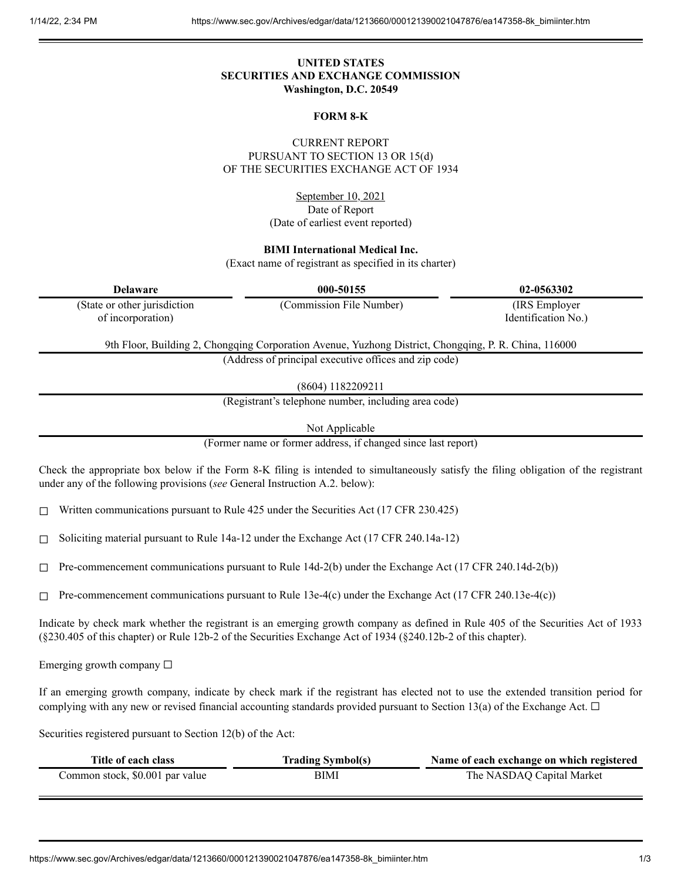# UNITED STATES
# SECURITIES AND EXCHANGE COMMISSION
**Washington, D.C. 20549**

## FORM 8-K

CURRENT REPORT
PURSUANT TO SECTION 13 OR 15(d)
OF THE SECURITIES EXCHANGE ACT OF 1934

September 10, 2021
Date of Report
(Date of earliest event reported)

**BIMI International Medical Inc.**
(Exact name of registrant as specified in its charter)

| Delaware | 000-50155 | 02-0563302 |
|---|---|---|
| (State or other jurisdiction of incorporation) | (Commission File Number) | (IRS Employer Identification No.) |

9th Floor, Building 2, Chongqing Corporation Avenue, Yuzhong District, Chongqing, P. R. China, 116000
(Address of principal executive offices and zip code)

(8604) 1182209211
(Registrant's telephone number, including area code)

Not Applicable
(Former name or former address, if changed since last report)

Check the appropriate box below if the Form 8-K filing is intended to simultaneously satisfy the filing obligation of the registrant under any of the following provisions (*see* General Instruction A.2. below):

☐ Written communications pursuant to Rule 425 under the Securities Act (17 CFR 230.425)

☐ Soliciting material pursuant to Rule 14a-12 under the Exchange Act (17 CFR 240.14a-12)

☐ Pre-commencement communications pursuant to Rule 14d-2(b) under the Exchange Act (17 CFR 240.14d-2(b))

☐ Pre-commencement communications pursuant to Rule 13e-4(c) under the Exchange Act (17 CFR 240.13e-4(c))

Indicate by check mark whether the registrant is an emerging growth company as defined in Rule 405 of the Securities Act of 1933 (§230.405 of this chapter) or Rule 12b-2 of the Securities Exchange Act of 1934 (§240.12b-2 of this chapter).

Emerging growth company ☐

If an emerging growth company, indicate by check mark if the registrant has elected not to use the extended transition period for complying with any new or revised financial accounting standards provided pursuant to Section 13(a) of the Exchange Act. ☐

Securities registered pursuant to Section 12(b) of the Act:

| Title of each class | Trading Symbol(s) | Name of each exchange on which registered |
|---|---|---|
| Common stock, $0.001 par value | BIMI | The NASDAQ Capital Market |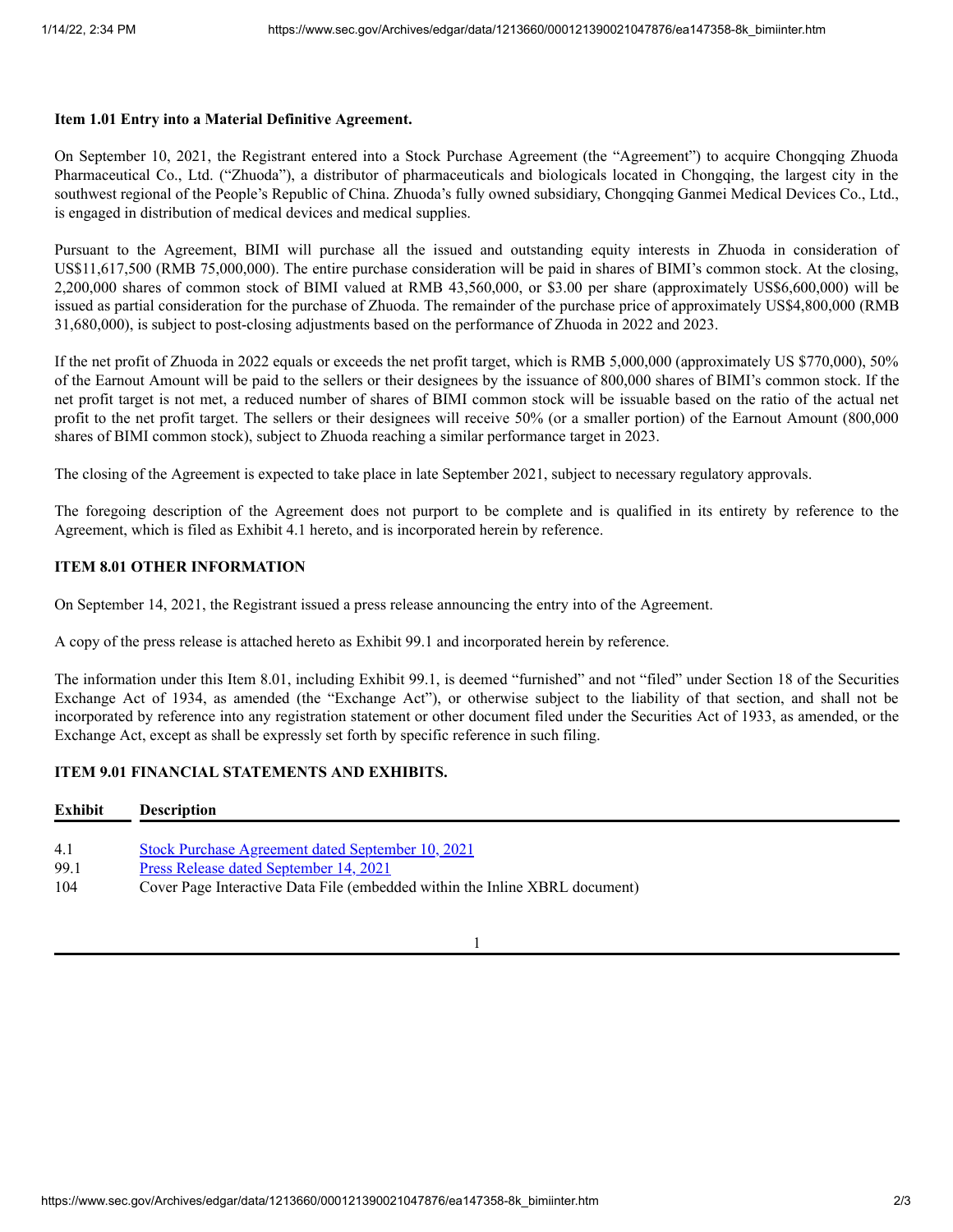**Item 1.01 Entry into a Material Definitive Agreement.**

On September 10, 2021, the Registrant entered into a Stock Purchase Agreement (the "Agreement") to acquire Chongqing Zhuoda Pharmaceutical Co., Ltd. ("Zhuoda"), a distributor of pharmaceuticals and biologicals located in Chongqing, the largest city in the southwest regional of the People's Republic of China. Zhuoda's fully owned subsidiary, Chongqing Ganmei Medical Devices Co., Ltd., is engaged in distribution of medical devices and medical supplies.

Pursuant to the Agreement, BIMI will purchase all the issued and outstanding equity interests in Zhuoda in consideration of US$11,617,500 (RMB 75,000,000). The entire purchase consideration will be paid in shares of BIMI's common stock. At the closing, 2,200,000 shares of common stock of BIMI valued at RMB 43,560,000, or $3.00 per share (approximately US$6,600,000) will be issued as partial consideration for the purchase of Zhuoda. The remainder of the purchase price of approximately US$4,800,000 (RMB 31,680,000), is subject to post-closing adjustments based on the performance of Zhuoda in 2022 and 2023.

If the net profit of Zhuoda in 2022 equals or exceeds the net profit target, which is RMB 5,000,000 (approximately US $770,000), 50% of the Earnout Amount will be paid to the sellers or their designees by the issuance of 800,000 shares of BIMI's common stock. If the net profit target is not met, a reduced number of shares of BIMI common stock will be issuable based on the ratio of the actual net profit to the net profit target. The sellers or their designees will receive 50% (or a smaller portion) of the Earnout Amount (800,000 shares of BIMI common stock), subject to Zhuoda reaching a similar performance target in 2023.

The closing of the Agreement is expected to take place in late September 2021, subject to necessary regulatory approvals.

The foregoing description of the Agreement does not purport to be complete and is qualified in its entirety by reference to the Agreement, which is filed as Exhibit 4.1 hereto, and is incorporated herein by reference.

**ITEM 8.01 OTHER INFORMATION**

On September 14, 2021, the Registrant issued a press release announcing the entry into of the Agreement.

A copy of the press release is attached hereto as Exhibit 99.1 and incorporated herein by reference.

The information under this Item 8.01, including Exhibit 99.1, is deemed "furnished" and not "filed" under Section 18 of the Securities Exchange Act of 1934, as amended (the "Exchange Act"), or otherwise subject to the liability of that section, and shall not be incorporated by reference into any registration statement or other document filed under the Securities Act of 1933, as amended, or the Exchange Act, except as shall be expressly set forth by specific reference in such filing.

**ITEM 9.01 FINANCIAL STATEMENTS AND EXHIBITS.**

| Exhibit | Description |
|---|---|
| 4.1 | Stock Purchase Agreement dated September 10, 2021 |
| 99.1 | Press Release dated September 14, 2021 |
| 104 | Cover Page Interactive Data File (embedded within the Inline XBRL document) |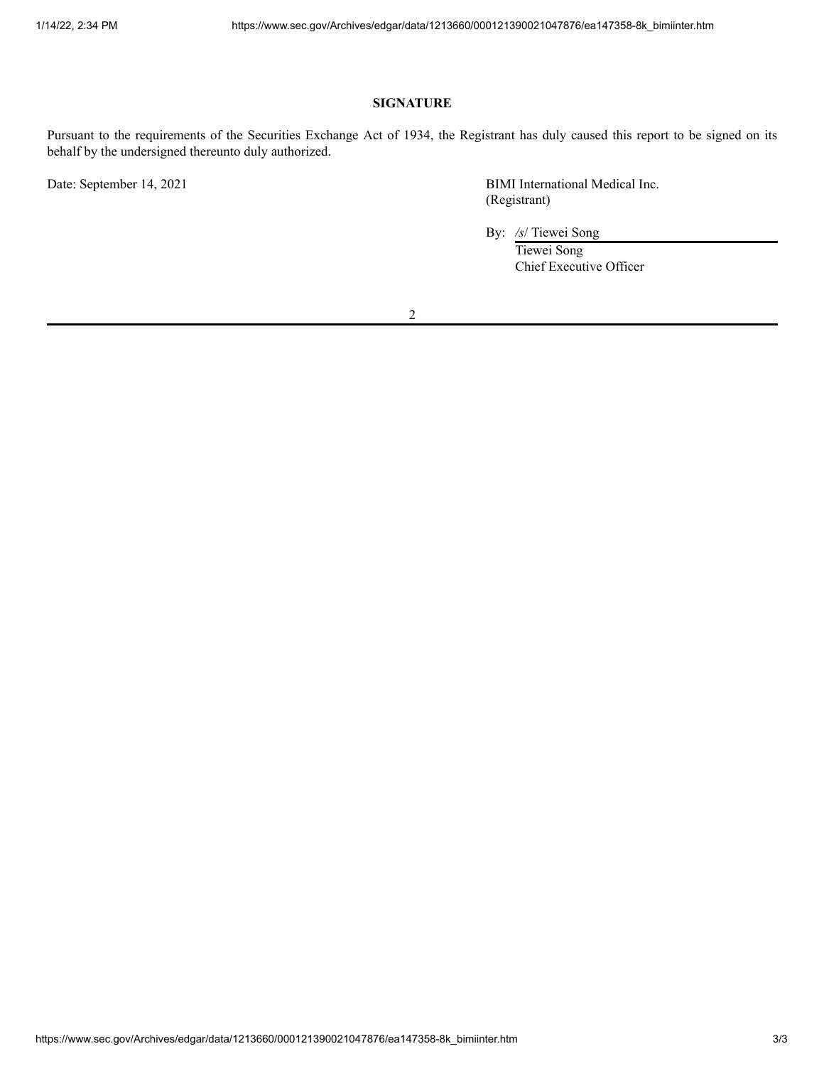**SIGNATURE**

Pursuant to the requirements of the Securities Exchange Act of 1934, the Registrant has duly caused this report to be signed on its behalf by the undersigned thereunto duly authorized.

Date: September 14, 2021

BIMI International Medical Inc.
(Registrant)

By: */s/* Tiewei Song
Tiewei Song
Chief Executive Officer